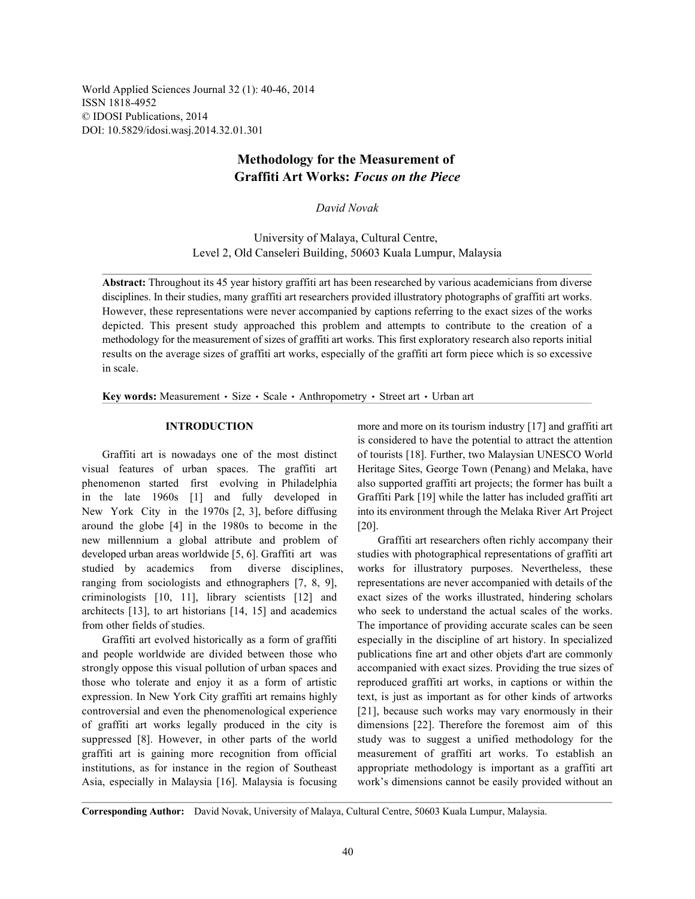World Applied Sciences Journal 32 (1): 40-46, 2014
ISSN 1818-4952
© IDOSI Publications, 2014
DOI: 10.5829/idosi.wasj.2014.32.01.301

# Methodology for the Measurement of Graffiti Art Works: *Focus on the Piece*

*David Novak*

University of Malaya, Cultural Centre,
Level 2, Old Canseleri Building, 50603 Kuala Lumpur, Malaysia

**Abstract:** Throughout its 45 year history graffiti art has been researched by various academicians from diverse disciplines. In their studies, many graffiti art researchers provided illustratory photographs of graffiti art works. However, these representations were never accompanied by captions referring to the exact sizes of the works depicted. This present study approached this problem and attempts to contribute to the creation of a methodology for the measurement of sizes of graffiti art works. This first exploratory research also reports initial results on the average sizes of graffiti art works, especially of the graffiti art form piece which is so excessive in scale.

**Key words:** Measurement • Size • Scale • Anthropometry • Street art • Urban art

## INTRODUCTION

Graffiti art is nowadays one of the most distinct visual features of urban spaces. The graffiti art phenomenon started first evolving in Philadelphia in the late 1960s [1] and fully developed in New York City in the 1970s [2, 3], before diffusing around the globe [4] in the 1980s to become in the new millennium a global attribute and problem of developed urban areas worldwide [5, 6]. Graffiti art was studied by academics from diverse disciplines, ranging from sociologists and ethnographers [7, 8, 9], criminologists [10, 11], library scientists [12] and architects [13], to art historians [14, 15] and academics from other fields of studies.

Graffiti art evolved historically as a form of graffiti and people worldwide are divided between those who strongly oppose this visual pollution of urban spaces and those who tolerate and enjoy it as a form of artistic expression. In New York City graffiti art remains highly controversial and even the phenomenological experience of graffiti art works legally produced in the city is suppressed [8]. However, in other parts of the world graffiti art is gaining more recognition from official institutions, as for instance in the region of Southeast Asia, especially in Malaysia [16]. Malaysia is focusing more and more on its tourism industry [17] and graffiti art is considered to have the potential to attract the attention of tourists [18]. Further, two Malaysian UNESCO World Heritage Sites, George Town (Penang) and Melaka, have also supported graffiti art projects; the former has built a Graffiti Park [19] while the latter has included graffiti art into its environment through the Melaka River Art Project [20].

Graffiti art researchers often richly accompany their studies with photographical representations of graffiti art works for illustratory purposes. Nevertheless, these representations are never accompanied with details of the exact sizes of the works illustrated, hindering scholars who seek to understand the actual scales of the works. The importance of providing accurate scales can be seen especially in the discipline of art history. In specialized publications fine art and other objets d'art are commonly accompanied with exact sizes. Providing the true sizes of reproduced graffiti art works, in captions or within the text, is just as important as for other kinds of artworks [21], because such works may vary enormously in their dimensions [22]. Therefore the foremost aim of this study was to suggest a unified methodology for the measurement of graffiti art works. To establish an appropriate methodology is important as a graffiti art work's dimensions cannot be easily provided without an

**Corresponding Author:** David Novak, University of Malaya, Cultural Centre, 50603 Kuala Lumpur, Malaysia.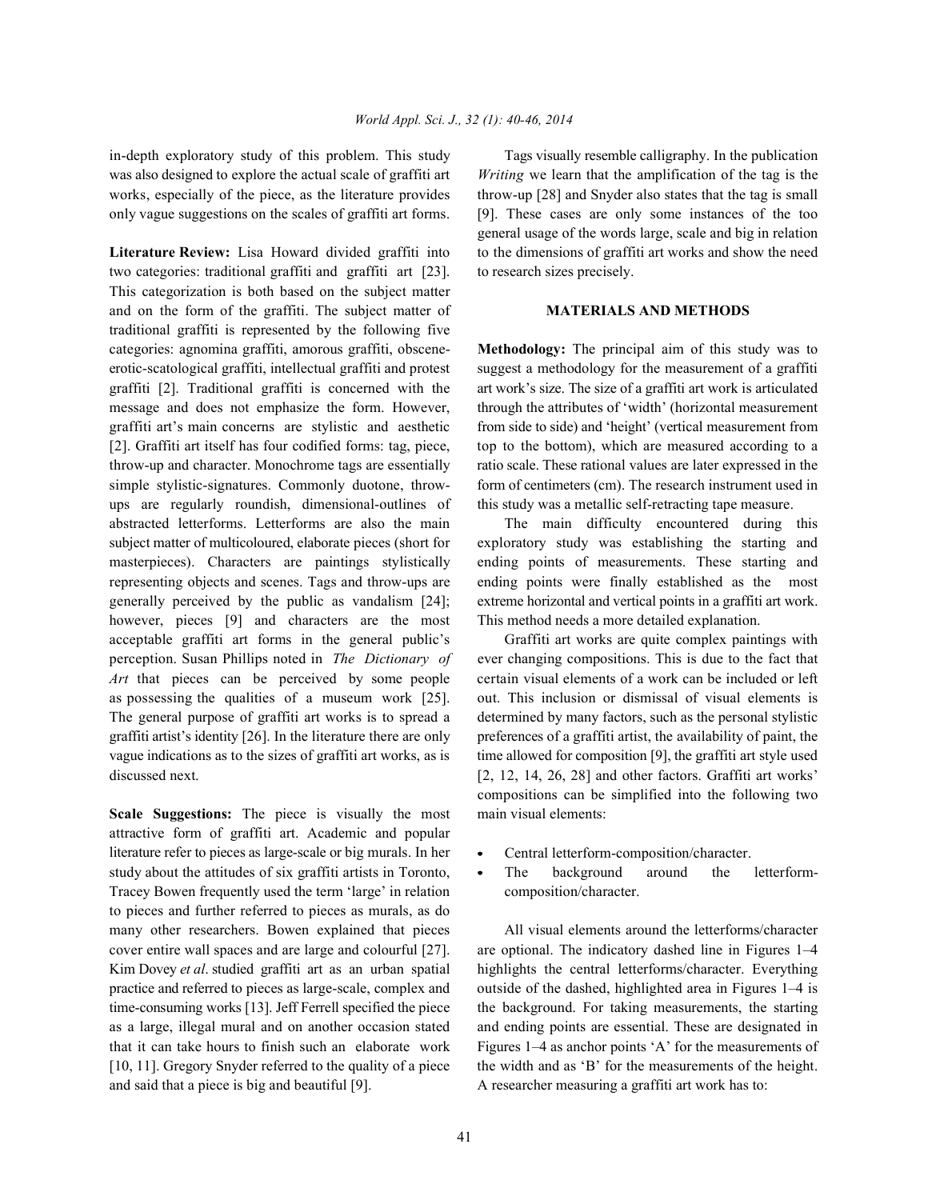in-depth exploratory study of this problem. This study was also designed to explore the actual scale of graffiti art works, especially of the piece, as the literature provides only vague suggestions on the scales of graffiti art forms.

**Literature Review:** Lisa Howard divided graffiti into two categories: traditional graffiti and graffiti art [23]. This categorization is both based on the subject matter and on the form of the graffiti. The subject matter of traditional graffiti is represented by the following five categories: agnomina graffiti, amorous graffiti, obscene-erotic-scatological graffiti, intellectual graffiti and protest graffiti [2]. Traditional graffiti is concerned with the message and does not emphasize the form. However, graffiti art's main concerns are stylistic and aesthetic [2]. Graffiti art itself has four codified forms: tag, piece, throw-up and character. Monochrome tags are essentially simple stylistic-signatures. Commonly duotone, throw-ups are regularly roundish, dimensional-outlines of abstracted letterforms. Letterforms are also the main subject matter of multicoloured, elaborate pieces (short for masterpieces). Characters are paintings stylistically representing objects and scenes. Tags and throw-ups are generally perceived by the public as vandalism [24]; however, pieces [9] and characters are the most acceptable graffiti art forms in the general public's perception. Susan Phillips noted in *The Dictionary of Art* that pieces can be perceived by some people as possessing the qualities of a museum work [25]. The general purpose of graffiti art works is to spread a graffiti artist's identity [26]. In the literature there are only vague indications as to the sizes of graffiti art works, as is discussed next.

**Scale Suggestions:** The piece is visually the most attractive form of graffiti art. Academic and popular literature refer to pieces as large-scale or big murals. In her study about the attitudes of six graffiti artists in Toronto, Tracey Bowen frequently used the term 'large' in relation to pieces and further referred to pieces as murals, as do many other researchers. Bowen explained that pieces cover entire wall spaces and are large and colourful [27]. Kim Dovey *et al*. studied graffiti art as an urban spatial practice and referred to pieces as large-scale, complex and time-consuming works [13]. Jeff Ferrell specified the piece as a large, illegal mural and on another occasion stated that it can take hours to finish such an elaborate work [10, 11]. Gregory Snyder referred to the quality of a piece and said that a piece is big and beautiful [9].

Tags visually resemble calligraphy. In the publication *Writing* we learn that the amplification of the tag is the throw-up [28] and Snyder also states that the tag is small [9]. These cases are only some instances of the too general usage of the words large, scale and big in relation to the dimensions of graffiti art works and show the need to research sizes precisely.

## MATERIALS AND METHODS

**Methodology:** The principal aim of this study was to suggest a methodology for the measurement of a graffiti art work's size. The size of a graffiti art work is articulated through the attributes of 'width' (horizontal measurement from side to side) and 'height' (vertical measurement from top to the bottom), which are measured according to a ratio scale. These rational values are later expressed in the form of centimeters (cm). The research instrument used in this study was a metallic self-retracting tape measure.

The main difficulty encountered during this exploratory study was establishing the starting and ending points of measurements. These starting and ending points were finally established as the most extreme horizontal and vertical points in a graffiti art work. This method needs a more detailed explanation.

Graffiti art works are quite complex paintings with ever changing compositions. This is due to the fact that certain visual elements of a work can be included or left out. This inclusion or dismissal of visual elements is determined by many factors, such as the personal stylistic preferences of a graffiti artist, the availability of paint, the time allowed for composition [9], the graffiti art style used [2, 12, 14, 26, 28] and other factors. Graffiti art works' compositions can be simplified into the following two main visual elements:

- Central letterform-composition/character.
- The background around the letterform-composition/character.

All visual elements around the letterforms/character are optional. The indicatory dashed line in Figures 1–4 highlights the central letterforms/character. Everything outside of the dashed, highlighted area in Figures 1–4 is the background. For taking measurements, the starting and ending points are essential. These are designated in Figures 1–4 as anchor points 'A' for the measurements of the width and as 'B' for the measurements of the height. A researcher measuring a graffiti art work has to: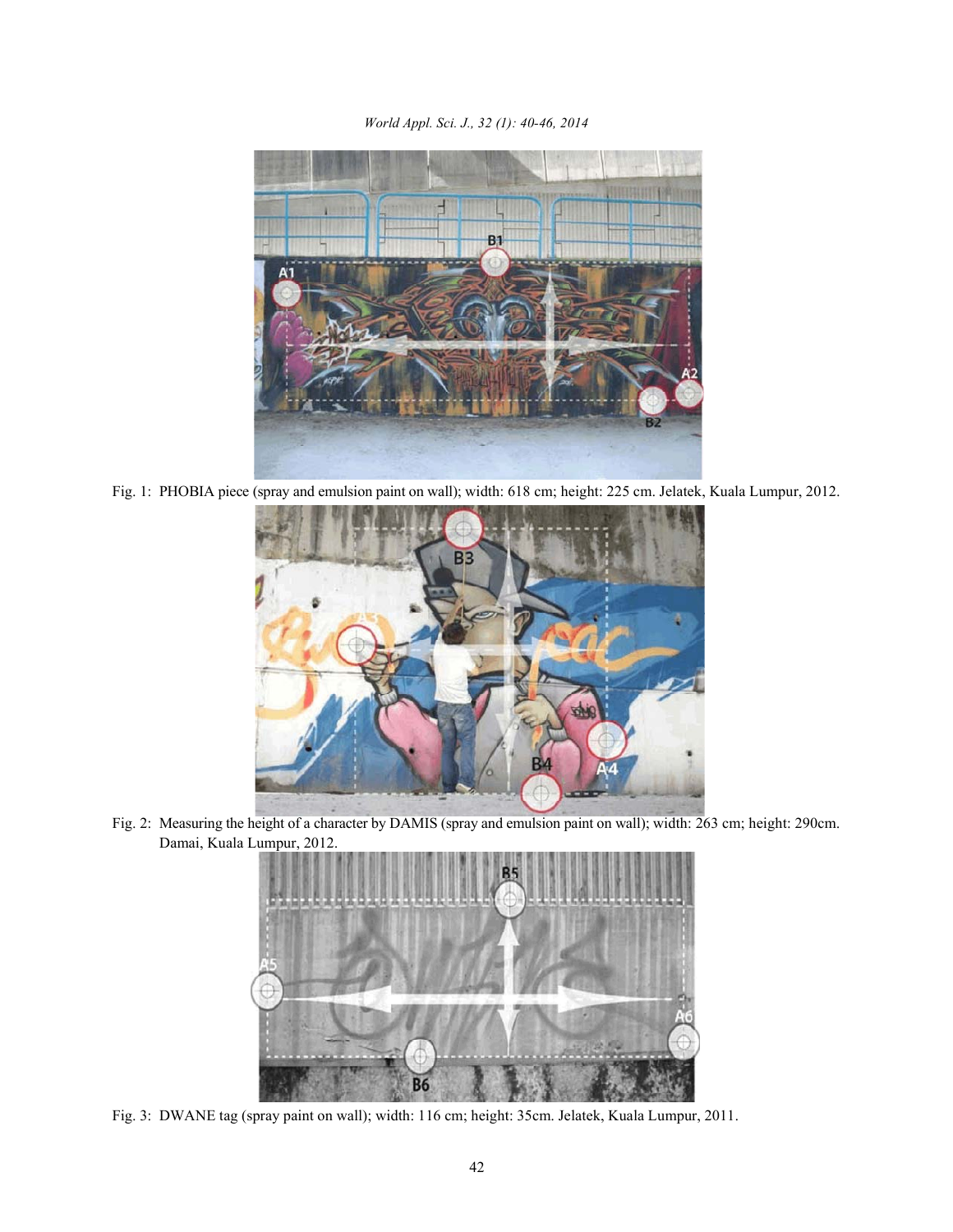Fig. 1: PHOBIA piece (spray and emulsion paint on wall); width: 618 cm; height: 225 cm. Jelatek, Kuala Lumpur, 2012.

Fig. 2: Measuring the height of a character by DAMIS (spray and emulsion paint on wall); width: 263 cm; height: 290cm. Damai, Kuala Lumpur, 2012.

Fig. 3: DWANE tag (spray paint on wall); width: 116 cm; height: 35cm. Jelatek, Kuala Lumpur, 2011.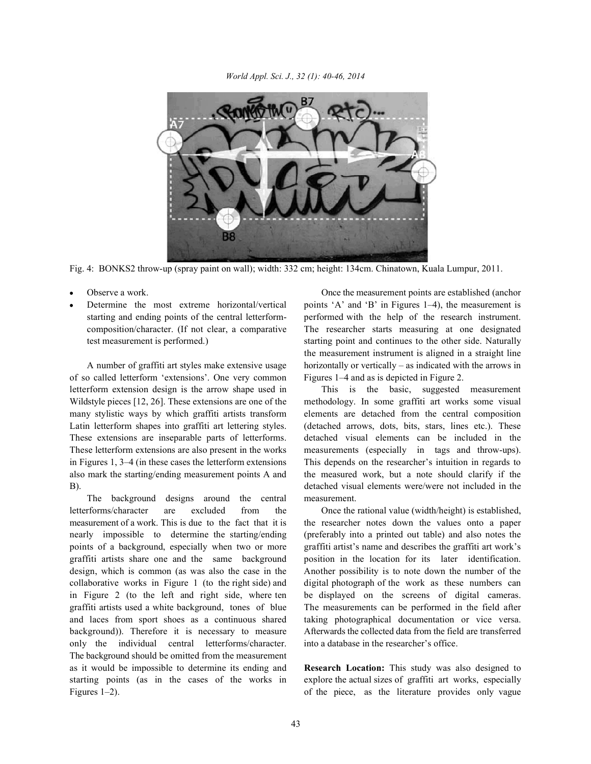Fig. 4: BONKS2 throw-up (spray paint on wall); width: 332 cm; height: 134cm. Chinatown, Kuala Lumpur, 2011.

- Observe a work.
- Determine the most extreme horizontal/vertical starting and ending points of the central letterform-composition/character. (If not clear, a comparative test measurement is performed.)

A number of graffiti art styles make extensive usage of so called letterform 'extensions'. One very common letterform extension design is the arrow shape used in Wildstyle pieces [12, 26]. These extensions are one of the many stylistic ways by which graffiti artists transform Latin letterform shapes into graffiti art lettering styles. These extensions are inseparable parts of letterforms. These letterform extensions are also present in the works in Figures 1, 3–4 (in these cases the letterform extensions also mark the starting/ending measurement points A and B).

The background designs around the central letterforms/character are excluded from the measurement of a work. This is due to the fact that it is nearly impossible to determine the starting/ending points of a background, especially when two or more graffiti artists share one and the same background design, which is common (as was also the case in the collaborative works in Figure 1 (to the right side) and in Figure 2 (to the left and right side, where ten graffiti artists used a white background, tones of blue and laces from sport shoes as a continuous shared background)). Therefore it is necessary to measure only the individual central letterforms/character. The background should be omitted from the measurement as it would be impossible to determine its ending and starting points (as in the cases of the works in Figures 1–2).

Once the measurement points are established (anchor points 'A' and 'B' in Figures 1–4), the measurement is performed with the help of the research instrument. The researcher starts measuring at one designated starting point and continues to the other side. Naturally the measurement instrument is aligned in a straight line horizontally or vertically – as indicated with the arrows in Figures 1–4 and as is depicted in Figure 2.

This is the basic, suggested measurement methodology. In some graffiti art works some visual elements are detached from the central composition (detached arrows, dots, bits, stars, lines etc.). These detached visual elements can be included in the measurements (especially in tags and throw-ups). This depends on the researcher's intuition in regards to the measured work, but a note should clarify if the detached visual elements were/were not included in the measurement.

Once the rational value (width/height) is established, the researcher notes down the values onto a paper (preferably into a printed out table) and also notes the graffiti artist's name and describes the graffiti art work's position in the location for its later identification. Another possibility is to note down the number of the digital photograph of the work as these numbers can be displayed on the screens of digital cameras. The measurements can be performed in the field after taking photographical documentation or vice versa. Afterwards the collected data from the field are transferred into a database in the researcher's office.

**Research Location:** This study was also designed to explore the actual sizes of graffiti art works, especially of the piece, as the literature provides only vague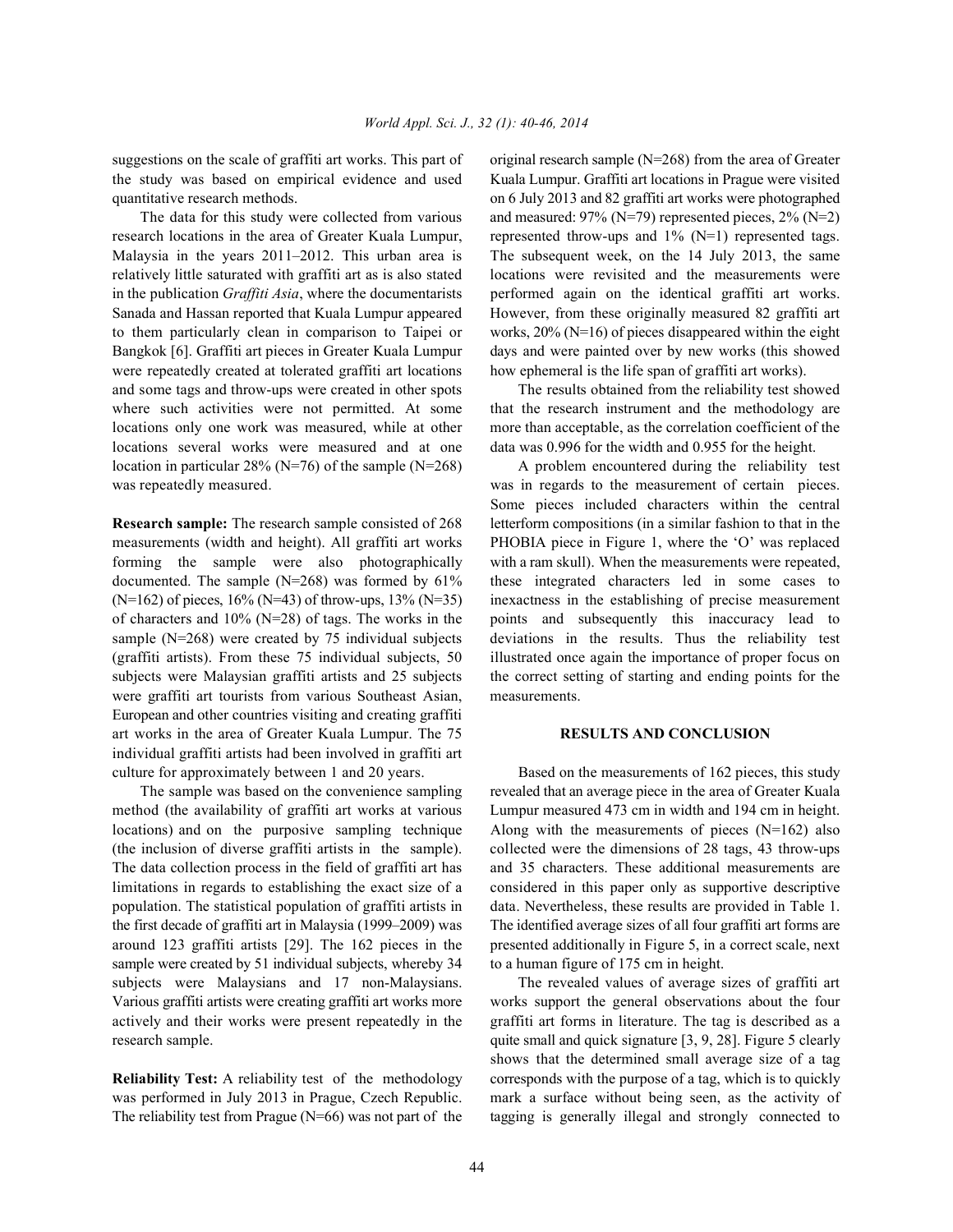suggestions on the scale of graffiti art works. This part of the study was based on empirical evidence and used quantitative research methods.

The data for this study were collected from various research locations in the area of Greater Kuala Lumpur, Malaysia in the years 2011–2012. This urban area is relatively little saturated with graffiti art as is also stated in the publication *Graffiti Asia*, where the documentarists Sanada and Hassan reported that Kuala Lumpur appeared to them particularly clean in comparison to Taipei or Bangkok [6]. Graffiti art pieces in Greater Kuala Lumpur were repeatedly created at tolerated graffiti art locations and some tags and throw-ups were created in other spots where such activities were not permitted. At some locations only one work was measured, while at other locations several works were measured and at one location in particular 28% (N=76) of the sample (N=268) was repeatedly measured.

**Research sample:** The research sample consisted of 268 measurements (width and height). All graffiti art works forming the sample were also photographically documented. The sample (N=268) was formed by 61% (N=162) of pieces, 16% (N=43) of throw-ups, 13% (N=35) of characters and 10% (N=28) of tags. The works in the sample (N=268) were created by 75 individual subjects (graffiti artists). From these 75 individual subjects, 50 subjects were Malaysian graffiti artists and 25 subjects were graffiti art tourists from various Southeast Asian, European and other countries visiting and creating graffiti art works in the area of Greater Kuala Lumpur. The 75 individual graffiti artists had been involved in graffiti art culture for approximately between 1 and 20 years.

The sample was based on the convenience sampling method (the availability of graffiti art works at various locations) and on the purposive sampling technique (the inclusion of diverse graffiti artists in the sample). The data collection process in the field of graffiti art has limitations in regards to establishing the exact size of a population. The statistical population of graffiti artists in the first decade of graffiti art in Malaysia (1999–2009) was around 123 graffiti artists [29]. The 162 pieces in the sample were created by 51 individual subjects, whereby 34 subjects were Malaysians and 17 non-Malaysians. Various graffiti artists were creating graffiti art works more actively and their works were present repeatedly in the research sample.

**Reliability Test:** A reliability test of the methodology was performed in July 2013 in Prague, Czech Republic. The reliability test from Prague (N=66) was not part of the original research sample (N=268) from the area of Greater Kuala Lumpur. Graffiti art locations in Prague were visited on 6 July 2013 and 82 graffiti art works were photographed and measured: 97% (N=79) represented pieces, 2% (N=2) represented throw-ups and 1% (N=1) represented tags. The subsequent week, on the 14 July 2013, the same locations were revisited and the measurements were performed again on the identical graffiti art works. However, from these originally measured 82 graffiti art works, 20% (N=16) of pieces disappeared within the eight days and were painted over by new works (this showed how ephemeral is the life span of graffiti art works).

The results obtained from the reliability test showed that the research instrument and the methodology are more than acceptable, as the correlation coefficient of the data was 0.996 for the width and 0.955 for the height.

A problem encountered during the reliability test was in regards to the measurement of certain pieces. Some pieces included characters within the central letterform compositions (in a similar fashion to that in the PHOBIA piece in Figure 1, where the 'O' was replaced with a ram skull). When the measurements were repeated, these integrated characters led in some cases to inexactness in the establishing of precise measurement points and subsequently this inaccuracy lead to deviations in the results. Thus the reliability test illustrated once again the importance of proper focus on the correct setting of starting and ending points for the measurements.

## RESULTS AND CONCLUSION

Based on the measurements of 162 pieces, this study revealed that an average piece in the area of Greater Kuala Lumpur measured 473 cm in width and 194 cm in height. Along with the measurements of pieces (N=162) also collected were the dimensions of 28 tags, 43 throw-ups and 35 characters. These additional measurements are considered in this paper only as supportive descriptive data. Nevertheless, these results are provided in Table 1. The identified average sizes of all four graffiti art forms are presented additionally in Figure 5, in a correct scale, next to a human figure of 175 cm in height.

The revealed values of average sizes of graffiti art works support the general observations about the four graffiti art forms in literature. The tag is described as a quite small and quick signature [3, 9, 28]. Figure 5 clearly shows that the determined small average size of a tag corresponds with the purpose of a tag, which is to quickly mark a surface without being seen, as the activity of tagging is generally illegal and strongly connected to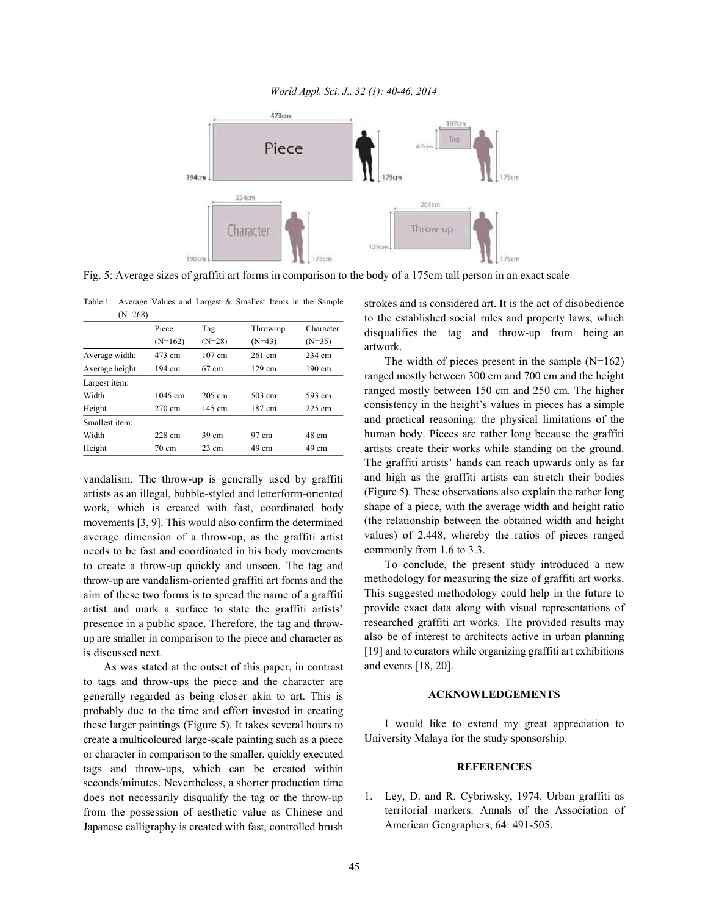Fig. 5: Average sizes of graffiti art forms in comparison to the body of a 175cm tall person in an exact scale

Table 1: Average Values and Largest & Smallest Items in the Sample (N=268)

| | Piece (N=162) | Tag (N=28) | Throw-up (N=43) | Character (N=35) |
|---|---|---|---|---|
| Average width: | 473 cm | 107 cm | 261 cm | 234 cm |
| Average height: | 194 cm | 67 cm | 129 cm | 190 cm |
| Largest item: | | | | |
| Width | 1045 cm | 205 cm | 503 cm | 593 cm |
| Height | 270 cm | 145 cm | 187 cm | 225 cm |
| Smallest item: | | | | |
| Width | 228 cm | 39 cm | 97 cm | 48 cm |
| Height | 70 cm | 23 cm | 49 cm | 49 cm |

vandalism. The throw-up is generally used by graffiti artists as an illegal, bubble-styled and letterform-oriented work, which is created with fast, coordinated body movements [3, 9]. This would also confirm the determined average dimension of a throw-up, as the graffiti artist needs to be fast and coordinated in his body movements to create a throw-up quickly and unseen. The tag and throw-up are vandalism-oriented graffiti art forms and the aim of these two forms is to spread the name of a graffiti artist and mark a surface to state the graffiti artists' presence in a public space. Therefore, the tag and throw-up are smaller in comparison to the piece and character as is discussed next.

As was stated at the outset of this paper, in contrast to tags and throw-ups the piece and the character are generally regarded as being closer akin to art. This is probably due to the time and effort invested in creating these larger paintings (Figure 5). It takes several hours to create a multicoloured large-scale painting such as a piece or character in comparison to the smaller, quickly executed tags and throw-ups, which can be created within seconds/minutes. Nevertheless, a shorter production time does not necessarily disqualify the tag or the throw-up from the possession of aesthetic value as Chinese and Japanese calligraphy is created with fast, controlled brush strokes and is considered art. It is the act of disobedience to the established social rules and property laws, which disqualifies the tag and throw-up from being an artwork.

The width of pieces present in the sample (N=162) ranged mostly between 300 cm and 700 cm and the height ranged mostly between 150 cm and 250 cm. The higher consistency in the height's values in pieces has a simple and practical reasoning: the physical limitations of the human body. Pieces are rather long because the graffiti artists create their works while standing on the ground. The graffiti artists' hands can reach upwards only as far and high as the graffiti artists can stretch their bodies (Figure 5). These observations also explain the rather long shape of a piece, with the average width and height ratio (the relationship between the obtained width and height values) of 2.448, whereby the ratios of pieces ranged commonly from 1.6 to 3.3.

To conclude, the present study introduced a new methodology for measuring the size of graffiti art works. This suggested methodology could help in the future to provide exact data along with visual representations of researched graffiti art works. The provided results may also be of interest to architects active in urban planning [19] and to curators while organizing graffiti art exhibitions and events [18, 20].

## ACKNOWLEDGEMENTS

I would like to extend my great appreciation to University Malaya for the study sponsorship.

## REFERENCES

1. Ley, D. and R. Cybriwsky, 1974. Urban graffiti as territorial markers. Annals of the Association of American Geographers, 64: 491-505.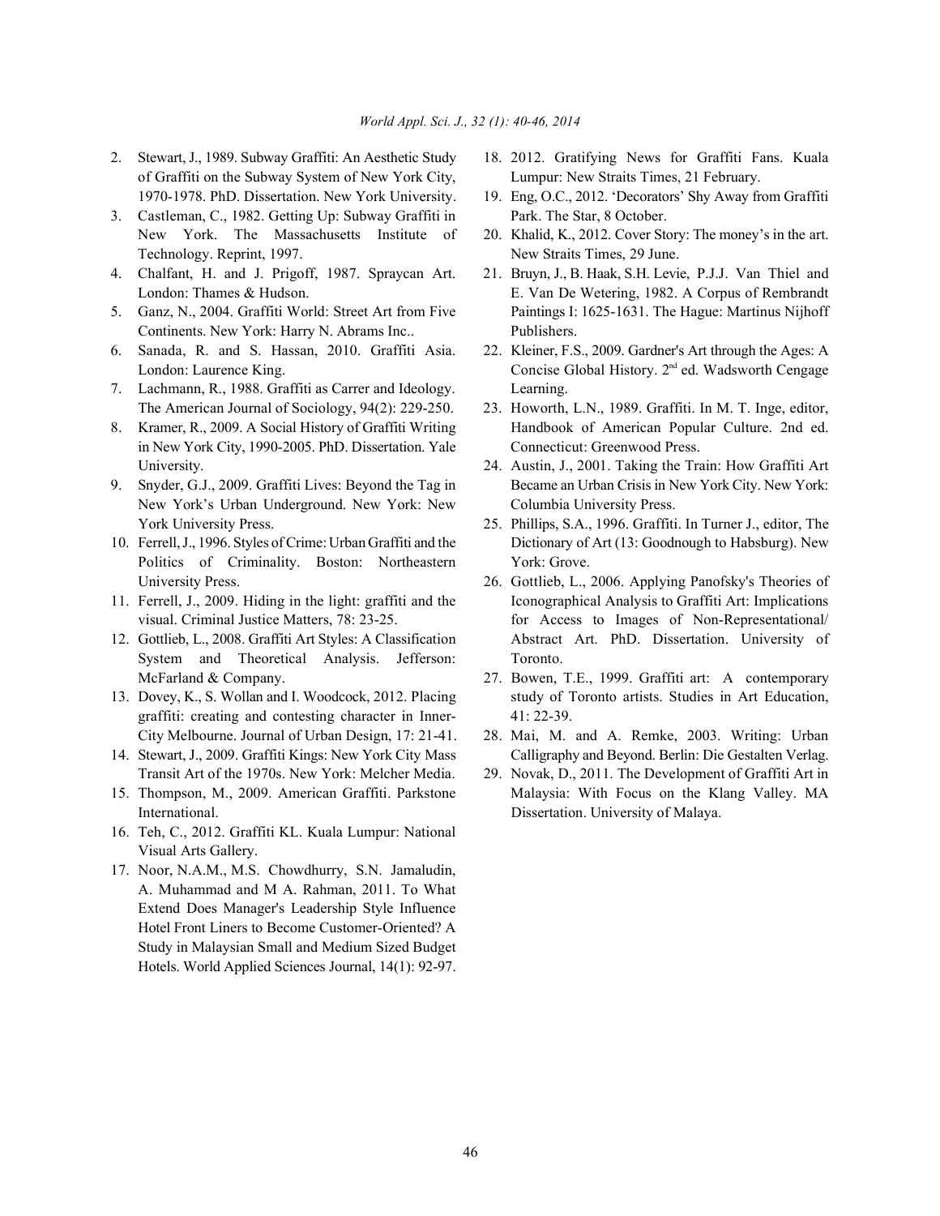2. Stewart, J., 1989. Subway Graffiti: An Aesthetic Study of Graffiti on the Subway System of New York City, 1970-1978. PhD. Dissertation. New York University.
3. Castleman, C., 1982. Getting Up: Subway Graffiti in New York. The Massachusetts Institute of Technology. Reprint, 1997.
4. Chalfant, H. and J. Prigoff, 1987. Spraycan Art. London: Thames & Hudson.
5. Ganz, N., 2004. Graffiti World: Street Art from Five Continents. New York: Harry N. Abrams Inc..
6. Sanada, R. and S. Hassan, 2010. Graffiti Asia. London: Laurence King.
7. Lachmann, R., 1988. Graffiti as Carrer and Ideology. The American Journal of Sociology, 94(2): 229-250.
8. Kramer, R., 2009. A Social History of Graffiti Writing in New York City, 1990-2005. PhD. Dissertation. Yale University.
9. Snyder, G.J., 2009. Graffiti Lives: Beyond the Tag in New York's Urban Underground. New York: New York University Press.
10. Ferrell, J., 1996. Styles of Crime: Urban Graffiti and the Politics of Criminality. Boston: Northeastern University Press.
11. Ferrell, J., 2009. Hiding in the light: graffiti and the visual. Criminal Justice Matters, 78: 23-25.
12. Gottlieb, L., 2008. Graffiti Art Styles: A Classification System and Theoretical Analysis. Jefferson: McFarland & Company.
13. Dovey, K., S. Wollan and I. Woodcock, 2012. Placing graffiti: creating and contesting character in Inner-City Melbourne. Journal of Urban Design, 17: 21-41.
14. Stewart, J., 2009. Graffiti Kings: New York City Mass Transit Art of the 1970s. New York: Melcher Media.
15. Thompson, M., 2009. American Graffiti. Parkstone International.
16. Teh, C., 2012. Graffiti KL. Kuala Lumpur: National Visual Arts Gallery.
17. Noor, N.A.M., M.S. Chowdhurry, S.N. Jamaludin, A. Muhammad and M A. Rahman, 2011. To What Extend Does Manager's Leadership Style Influence Hotel Front Liners to Become Customer-Oriented? A Study in Malaysian Small and Medium Sized Budget Hotels. World Applied Sciences Journal, 14(1): 92-97.
18. 2012. Gratifying News for Graffiti Fans. Kuala Lumpur: New Straits Times, 21 February.
19. Eng, O.C., 2012. 'Decorators' Shy Away from Graffiti Park. The Star, 8 October.
20. Khalid, K., 2012. Cover Story: The money's in the art. New Straits Times, 29 June.
21. Bruyn, J., B. Haak, S.H. Levie, P.J.J. Van Thiel and E. Van De Wetering, 1982. A Corpus of Rembrandt Paintings I: 1625-1631. The Hague: Martinus Nijhoff Publishers.
22. Kleiner, F.S., 2009. Gardner's Art through the Ages: A Concise Global History. 2nd ed. Wadsworth Cengage Learning.
23. Howorth, L.N., 1989. Graffiti. In M. T. Inge, editor, Handbook of American Popular Culture. 2nd ed. Connecticut: Greenwood Press.
24. Austin, J., 2001. Taking the Train: How Graffiti Art Became an Urban Crisis in New York City. New York: Columbia University Press.
25. Phillips, S.A., 1996. Graffiti. In Turner J., editor, The Dictionary of Art (13: Goodnough to Habsburg). New York: Grove.
26. Gottlieb, L., 2006. Applying Panofsky's Theories of Iconographical Analysis to Graffiti Art: Implications for Access to Images of Non-Representational/ Abstract Art. PhD. Dissertation. University of Toronto.
27. Bowen, T.E., 1999. Graffiti art: A contemporary study of Toronto artists. Studies in Art Education, 41: 22-39.
28. Mai, M. and A. Remke, 2003. Writing: Urban Calligraphy and Beyond. Berlin: Die Gestalten Verlag.
29. Novak, D., 2011. The Development of Graffiti Art in Malaysia: With Focus on the Klang Valley. MA Dissertation. University of Malaya.